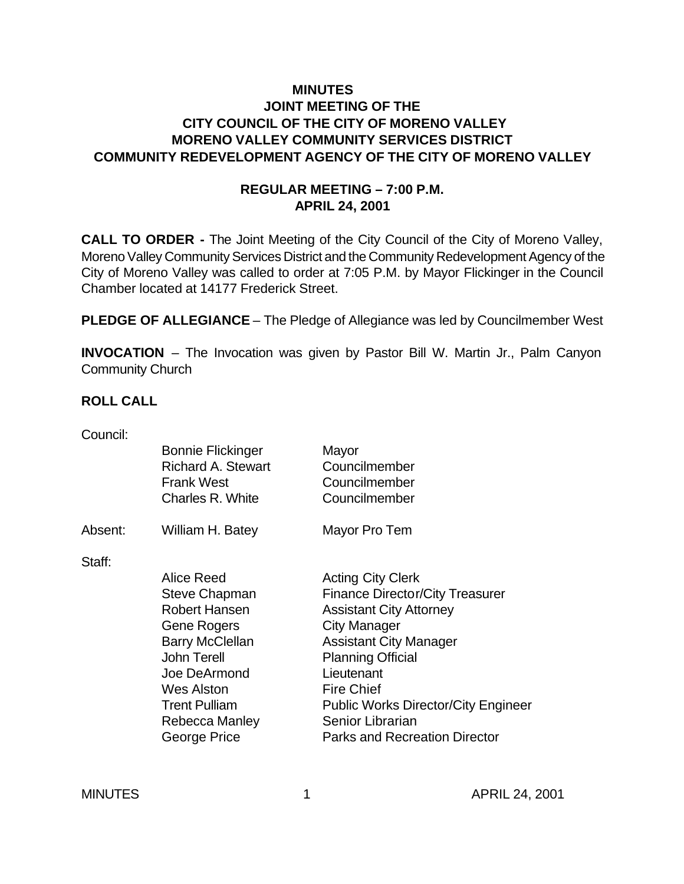# MINUTES
## JOINT MEETING OF THE CITY COUNCIL OF THE CITY OF MORENO VALLEY MORENO VALLEY COMMUNITY SERVICES DISTRICT COMMUNITY REDEVELOPMENT AGENCY OF THE CITY OF MORENO VALLEY

### REGULAR MEETING – 7:00 P.M.
### APRIL 24, 2001

**CALL TO ORDER -** The Joint Meeting of the City Council of the City of Moreno Valley, Moreno Valley Community Services District and the Community Redevelopment Agency of the City of Moreno Valley was called to order at 7:05 P.M. by Mayor Flickinger in the Council Chamber located at 14177 Frederick Street.

**PLEDGE OF ALLEGIANCE** – The Pledge of Allegiance was led by Councilmember West

**INVOCATION** – The Invocation was given by Pastor Bill W. Martin Jr., Palm Canyon Community Church

**ROLL CALL**

Council:

| | | |
|---|---|---|
| | Bonnie Flickinger | Mayor |
| | Richard A. Stewart | Councilmember |
| | Frank West | Councilmember |
| | Charles R. White | Councilmember |
| Absent: | William H. Batey | Mayor Pro Tem |

Staff:

| | |
|---|---|
| Alice Reed | Acting City Clerk |
| Steve Chapman | Finance Director/City Treasurer |
| Robert Hansen | Assistant City Attorney |
| Gene Rogers | City Manager |
| Barry McClellan | Assistant City Manager |
| John Terell | Planning Official |
| Joe DeArmond | Lieutenant |
| Wes Alston | Fire Chief |
| Trent Pulliam | Public Works Director/City Engineer |
| Rebecca Manley | Senior Librarian |
| George Price | Parks and Recreation Director |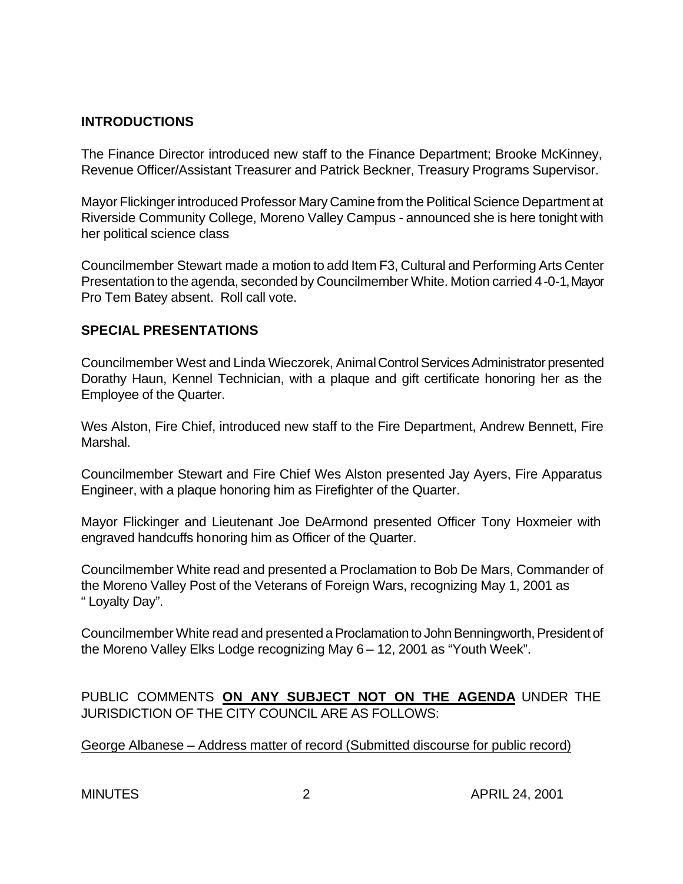## INTRODUCTIONS

The Finance Director introduced new staff to the Finance Department; Brooke McKinney, Revenue Officer/Assistant Treasurer and Patrick Beckner, Treasury Programs Supervisor.

Mayor Flickinger introduced Professor Mary Camine from the Political Science Department at Riverside Community College, Moreno Valley Campus - announced she is here tonight with her political science class

Councilmember Stewart made a motion to add Item F3, Cultural and Performing Arts Center Presentation to the agenda, seconded by Councilmember White. Motion carried 4-0-1, Mayor Pro Tem Batey absent. Roll call vote.

## SPECIAL PRESENTATIONS

Councilmember West and Linda Wieczorek, Animal Control Services Administrator presented Dorathy Haun, Kennel Technician, with a plaque and gift certificate honoring her as the Employee of the Quarter.

Wes Alston, Fire Chief, introduced new staff to the Fire Department, Andrew Bennett, Fire Marshal.

Councilmember Stewart and Fire Chief Wes Alston presented Jay Ayers, Fire Apparatus Engineer, with a plaque honoring him as Firefighter of the Quarter.

Mayor Flickinger and Lieutenant Joe DeArmond presented Officer Tony Hoxmeier with engraved handcuffs honoring him as Officer of the Quarter.

Councilmember White read and presented a Proclamation to Bob De Mars, Commander of the Moreno Valley Post of the Veterans of Foreign Wars, recognizing May 1, 2001 as " Loyalty Day".

Councilmember White read and presented a Proclamation to John Benningworth, President of the Moreno Valley Elks Lodge recognizing May 6 – 12, 2001 as "Youth Week".

PUBLIC COMMENTS **ON ANY SUBJECT NOT ON THE AGENDA** UNDER THE JURISDICTION OF THE CITY COUNCIL ARE AS FOLLOWS:

George Albanese – Address matter of record (Submitted discourse for public record)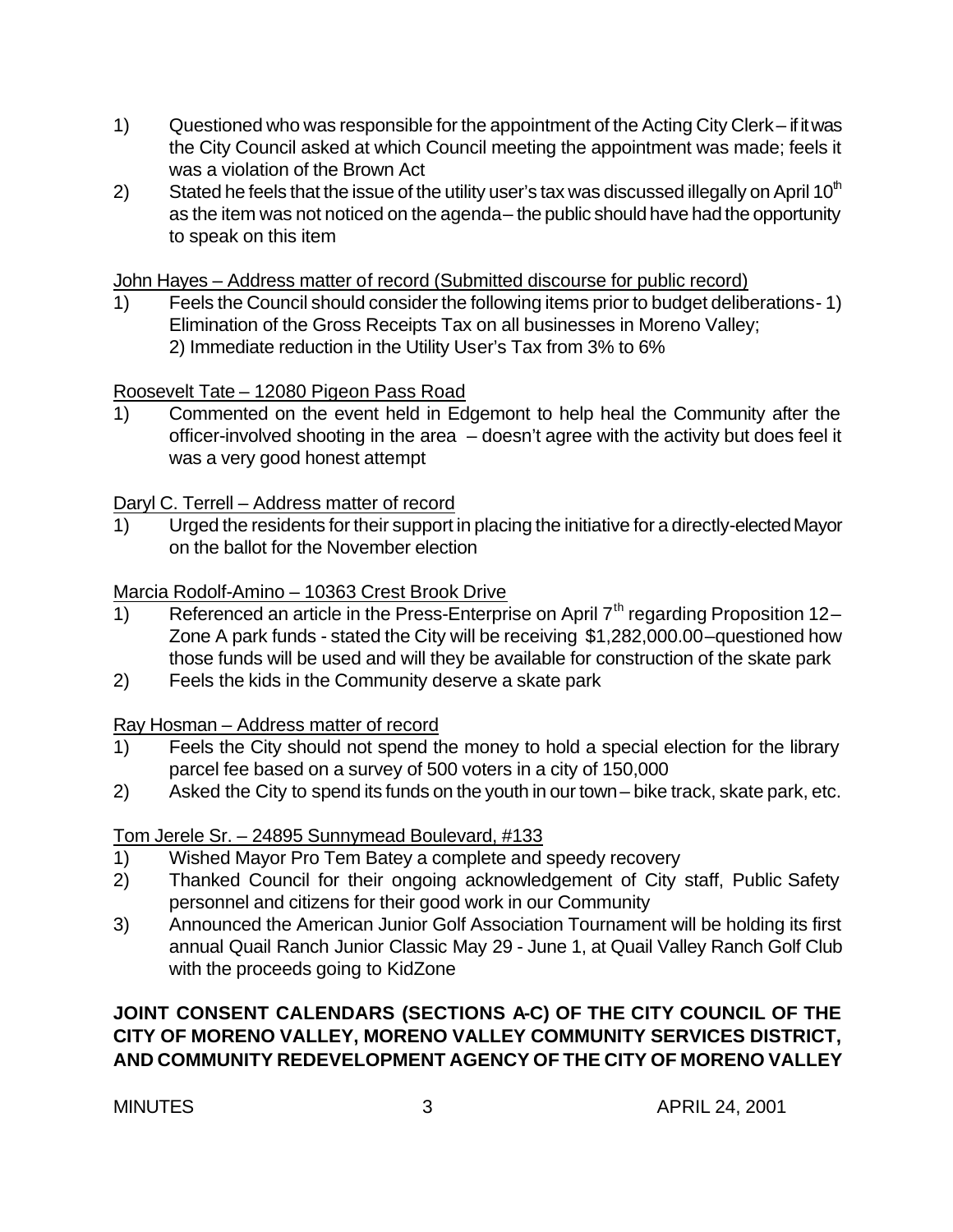1) Questioned who was responsible for the appointment of the Acting City Clerk – if it was the City Council asked at which Council meeting the appointment was made; feels it was a violation of the Brown Act
2) Stated he feels that the issue of the utility user's tax was discussed illegally on April 10th as the item was not noticed on the agenda – the public should have had the opportunity to speak on this item

John Hayes – Address matter of record (Submitted discourse for public record)

1) Feels the Council should consider the following items prior to budget deliberations - 1) Elimination of the Gross Receipts Tax on all businesses in Moreno Valley;
   2) Immediate reduction in the Utility User's Tax from 3% to 6%

Roosevelt Tate – 12080 Pigeon Pass Road

1) Commented on the event held in Edgemont to help heal the Community after the officer-involved shooting in the area – doesn't agree with the activity but does feel it was a very good honest attempt

Daryl C. Terrell – Address matter of record

1) Urged the residents for their support in placing the initiative for a directly-elected Mayor on the ballot for the November election

Marcia Rodolf-Amino – 10363 Crest Brook Drive

1) Referenced an article in the Press-Enterprise on April 7th regarding Proposition 12 – Zone A park funds - stated the City will be receiving $1,282,000.00 – questioned how those funds will be used and will they be available for construction of the skate park
2) Feels the kids in the Community deserve a skate park

Ray Hosman – Address matter of record

1) Feels the City should not spend the money to hold a special election for the library parcel fee based on a survey of 500 voters in a city of 150,000
2) Asked the City to spend its funds on the youth in our town – bike track, skate park, etc.

Tom Jerele Sr. – 24895 Sunnymead Boulevard, #133

1) Wished Mayor Pro Tem Batey a complete and speedy recovery
2) Thanked Council for their ongoing acknowledgement of City staff, Public Safety personnel and citizens for their good work in our Community
3) Announced the American Junior Golf Association Tournament will be holding its first annual Quail Ranch Junior Classic May 29 - June 1, at Quail Valley Ranch Golf Club with the proceeds going to KidZone

**JOINT CONSENT CALENDARS (SECTIONS A-C) OF THE CITY COUNCIL OF THE CITY OF MORENO VALLEY, MORENO VALLEY COMMUNITY SERVICES DISTRICT, AND COMMUNITY REDEVELOPMENT AGENCY OF THE CITY OF MORENO VALLEY**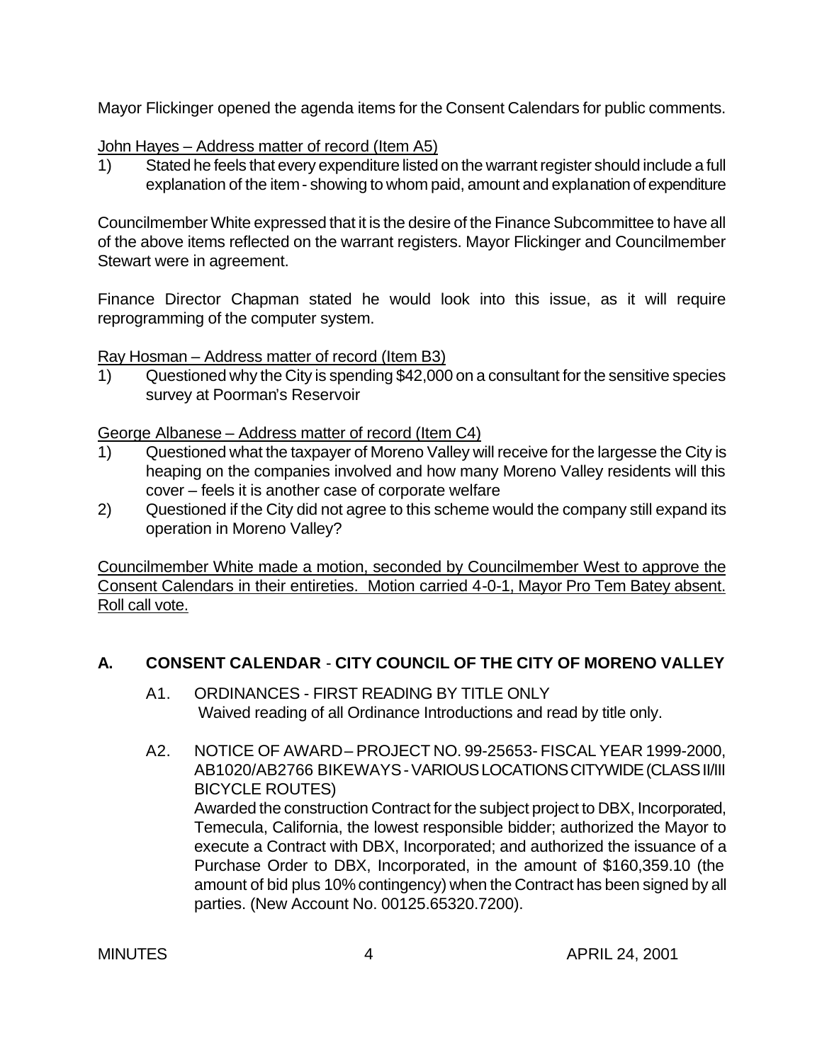Mayor Flickinger opened the agenda items for the Consent Calendars for public comments.

John Hayes – Address matter of record (Item A5)

1) Stated he feels that every expenditure listed on the warrant register should include a full explanation of the item - showing to whom paid, amount and explanation of expenditure

Councilmember White expressed that it is the desire of the Finance Subcommittee to have all of the above items reflected on the warrant registers. Mayor Flickinger and Councilmember Stewart were in agreement.

Finance Director Chapman stated he would look into this issue, as it will require reprogramming of the computer system.

Ray Hosman – Address matter of record (Item B3)

1) Questioned why the City is spending $42,000 on a consultant for the sensitive species survey at Poorman's Reservoir

George Albanese – Address matter of record (Item C4)

1) Questioned what the taxpayer of Moreno Valley will receive for the largesse the City is heaping on the companies involved and how many Moreno Valley residents will this cover – feels it is another case of corporate welfare
2) Questioned if the City did not agree to this scheme would the company still expand its operation in Moreno Valley?

Councilmember White made a motion, seconded by Councilmember West to approve the Consent Calendars in their entireties. Motion carried 4-0-1, Mayor Pro Tem Batey absent. Roll call vote.

## A. CONSENT CALENDAR - CITY COUNCIL OF THE CITY OF MORENO VALLEY

A1. ORDINANCES - FIRST READING BY TITLE ONLY
Waived reading of all Ordinance Introductions and read by title only.

A2. NOTICE OF AWARD – PROJECT NO. 99-25653- FISCAL YEAR 1999-2000, AB1020/AB2766 BIKEWAYS - VARIOUS LOCATIONS CITYWIDE (CLASS II/III BICYCLE ROUTES)
Awarded the construction Contract for the subject project to DBX, Incorporated, Temecula, California, the lowest responsible bidder; authorized the Mayor to execute a Contract with DBX, Incorporated; and authorized the issuance of a Purchase Order to DBX, Incorporated, in the amount of $160,359.10 (the amount of bid plus 10% contingency) when the Contract has been signed by all parties. (New Account No. 00125.65320.7200).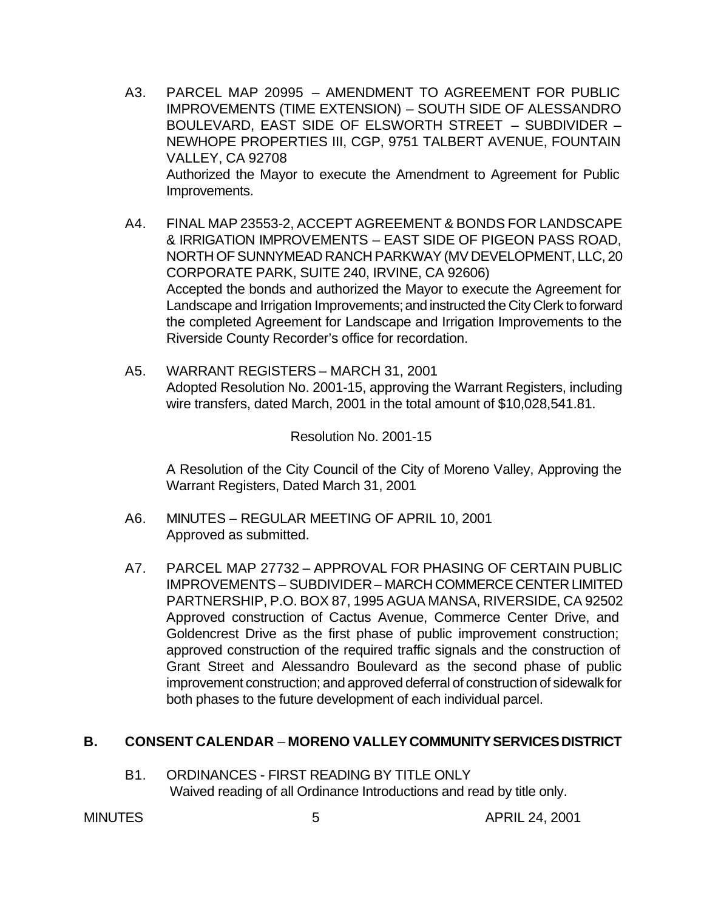A3. PARCEL MAP 20995 – AMENDMENT TO AGREEMENT FOR PUBLIC IMPROVEMENTS (TIME EXTENSION) – SOUTH SIDE OF ALESSANDRO BOULEVARD, EAST SIDE OF ELSWORTH STREET – SUBDIVIDER – NEWHOPE PROPERTIES III, CGP, 9751 TALBERT AVENUE, FOUNTAIN VALLEY, CA 92708
Authorized the Mayor to execute the Amendment to Agreement for Public Improvements.

A4. FINAL MAP 23553-2, ACCEPT AGREEMENT & BONDS FOR LANDSCAPE & IRRIGATION IMPROVEMENTS – EAST SIDE OF PIGEON PASS ROAD, NORTH OF SUNNYMEAD RANCH PARKWAY (MV DEVELOPMENT, LLC, 20 CORPORATE PARK, SUITE 240, IRVINE, CA 92606)
Accepted the bonds and authorized the Mayor to execute the Agreement for Landscape and Irrigation Improvements; and instructed the City Clerk to forward the completed Agreement for Landscape and Irrigation Improvements to the Riverside County Recorder's office for recordation.

A5. WARRANT REGISTERS – MARCH 31, 2001
Adopted Resolution No. 2001-15, approving the Warrant Registers, including wire transfers, dated March, 2001 in the total amount of $10,028,541.81.

Resolution No. 2001-15

A Resolution of the City Council of the City of Moreno Valley, Approving the Warrant Registers, Dated March 31, 2001

A6. MINUTES – REGULAR MEETING OF APRIL 10, 2001
Approved as submitted.

A7. PARCEL MAP 27732 – APPROVAL FOR PHASING OF CERTAIN PUBLIC IMPROVEMENTS – SUBDIVIDER – MARCH COMMERCE CENTER LIMITED PARTNERSHIP, P.O. BOX 87, 1995 AGUA MANSA, RIVERSIDE, CA 92502
Approved construction of Cactus Avenue, Commerce Center Drive, and Goldencrest Drive as the first phase of public improvement construction; approved construction of the required traffic signals and the construction of Grant Street and Alessandro Boulevard as the second phase of public improvement construction; and approved deferral of construction of sidewalk for both phases to the future development of each individual parcel.

## B. CONSENT CALENDAR – MORENO VALLEY COMMUNITY SERVICES DISTRICT

B1. ORDINANCES - FIRST READING BY TITLE ONLY
Waived reading of all Ordinance Introductions and read by title only.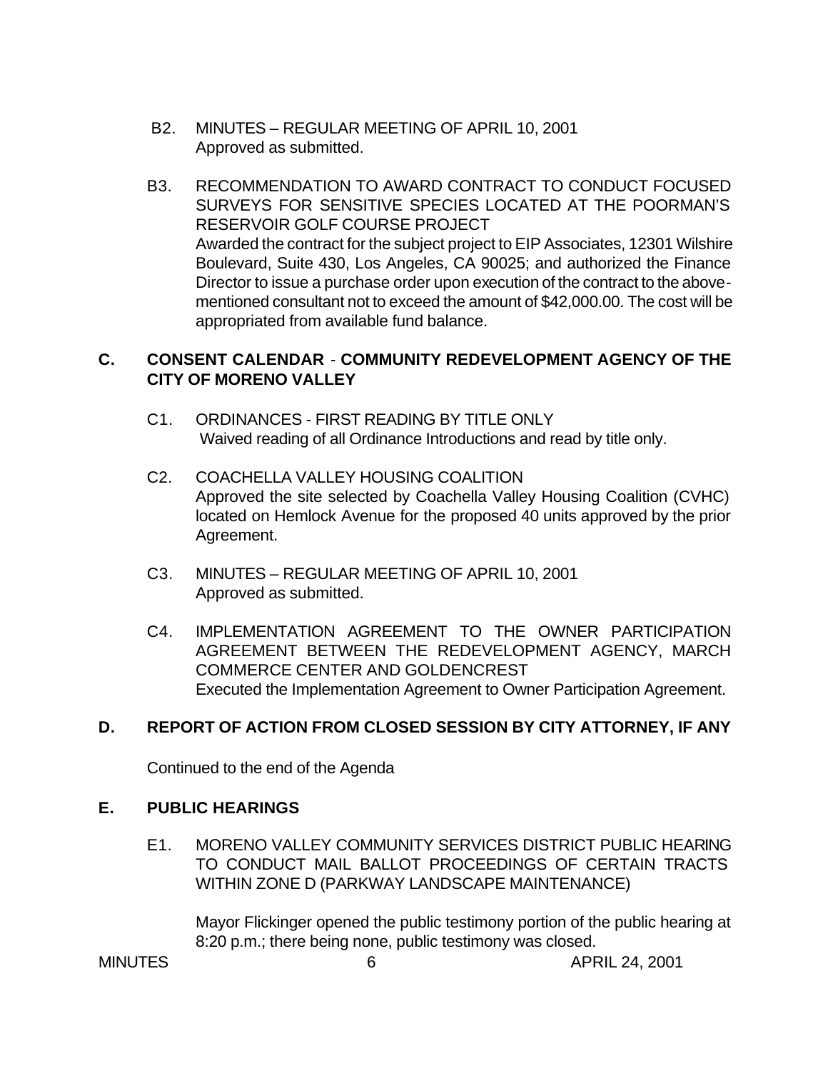B2. MINUTES – REGULAR MEETING OF APRIL 10, 2001
Approved as submitted.

B3. RECOMMENDATION TO AWARD CONTRACT TO CONDUCT FOCUSED SURVEYS FOR SENSITIVE SPECIES LOCATED AT THE POORMAN'S RESERVOIR GOLF COURSE PROJECT
Awarded the contract for the subject project to EIP Associates, 12301 Wilshire Boulevard, Suite 430, Los Angeles, CA 90025; and authorized the Finance Director to issue a purchase order upon execution of the contract to the above-mentioned consultant not to exceed the amount of $42,000.00. The cost will be appropriated from available fund balance.

## C. CONSENT CALENDAR - COMMUNITY REDEVELOPMENT AGENCY OF THE CITY OF MORENO VALLEY

C1. ORDINANCES - FIRST READING BY TITLE ONLY
Waived reading of all Ordinance Introductions and read by title only.

C2. COACHELLA VALLEY HOUSING COALITION
Approved the site selected by Coachella Valley Housing Coalition (CVHC) located on Hemlock Avenue for the proposed 40 units approved by the prior Agreement.

C3. MINUTES – REGULAR MEETING OF APRIL 10, 2001
Approved as submitted.

C4. IMPLEMENTATION AGREEMENT TO THE OWNER PARTICIPATION AGREEMENT BETWEEN THE REDEVELOPMENT AGENCY, MARCH COMMERCE CENTER AND GOLDENCREST
Executed the Implementation Agreement to Owner Participation Agreement.

## D. REPORT OF ACTION FROM CLOSED SESSION BY CITY ATTORNEY, IF ANY

Continued to the end of the Agenda

## E. PUBLIC HEARINGS

E1. MORENO VALLEY COMMUNITY SERVICES DISTRICT PUBLIC HEARING TO CONDUCT MAIL BALLOT PROCEEDINGS OF CERTAIN TRACTS WITHIN ZONE D (PARKWAY LANDSCAPE MAINTENANCE)

Mayor Flickinger opened the public testimony portion of the public hearing at 8:20 p.m.; there being none, public testimony was closed.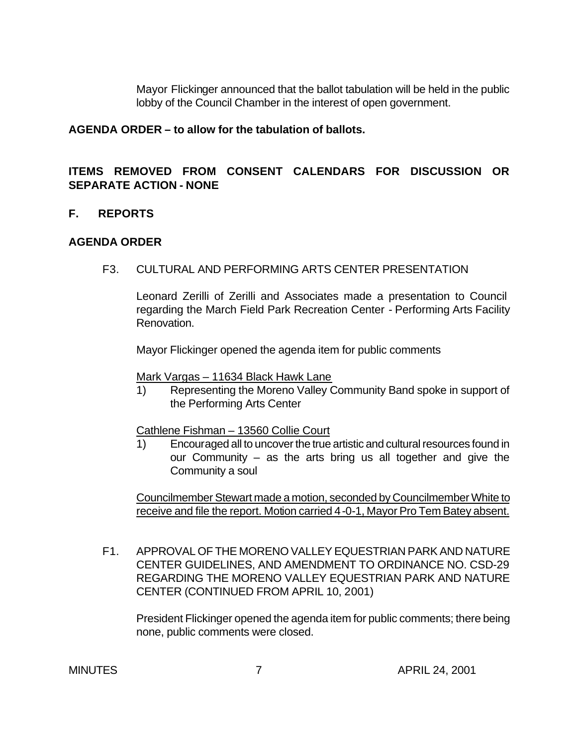Mayor Flickinger announced that the ballot tabulation will be held in the public lobby of the Council Chamber in the interest of open government.

**AGENDA ORDER – to allow for the tabulation of ballots.**

**ITEMS REMOVED FROM CONSENT CALENDARS FOR DISCUSSION OR SEPARATE ACTION - NONE**

**F. REPORTS**

**AGENDA ORDER**

F3. CULTURAL AND PERFORMING ARTS CENTER PRESENTATION

Leonard Zerilli of Zerilli and Associates made a presentation to Council regarding the March Field Park Recreation Center - Performing Arts Facility Renovation.

Mayor Flickinger opened the agenda item for public comments

<u>Mark Vargas – 11634 Black Hawk Lane</u>

1) Representing the Moreno Valley Community Band spoke in support of the Performing Arts Center

<u>Cathlene Fishman – 13560 Collie Court</u>

1) Encouraged all to uncover the true artistic and cultural resources found in our Community – as the arts bring us all together and give the Community a soul

<u>Councilmember Stewart made a motion, seconded by Councilmember White to receive and file the report. Motion carried 4-0-1, Mayor Pro Tem Batey absent.</u>

F1. APPROVAL OF THE MORENO VALLEY EQUESTRIAN PARK AND NATURE CENTER GUIDELINES, AND AMENDMENT TO ORDINANCE NO. CSD-29 REGARDING THE MORENO VALLEY EQUESTRIAN PARK AND NATURE CENTER (CONTINUED FROM APRIL 10, 2001)

President Flickinger opened the agenda item for public comments; there being none, public comments were closed.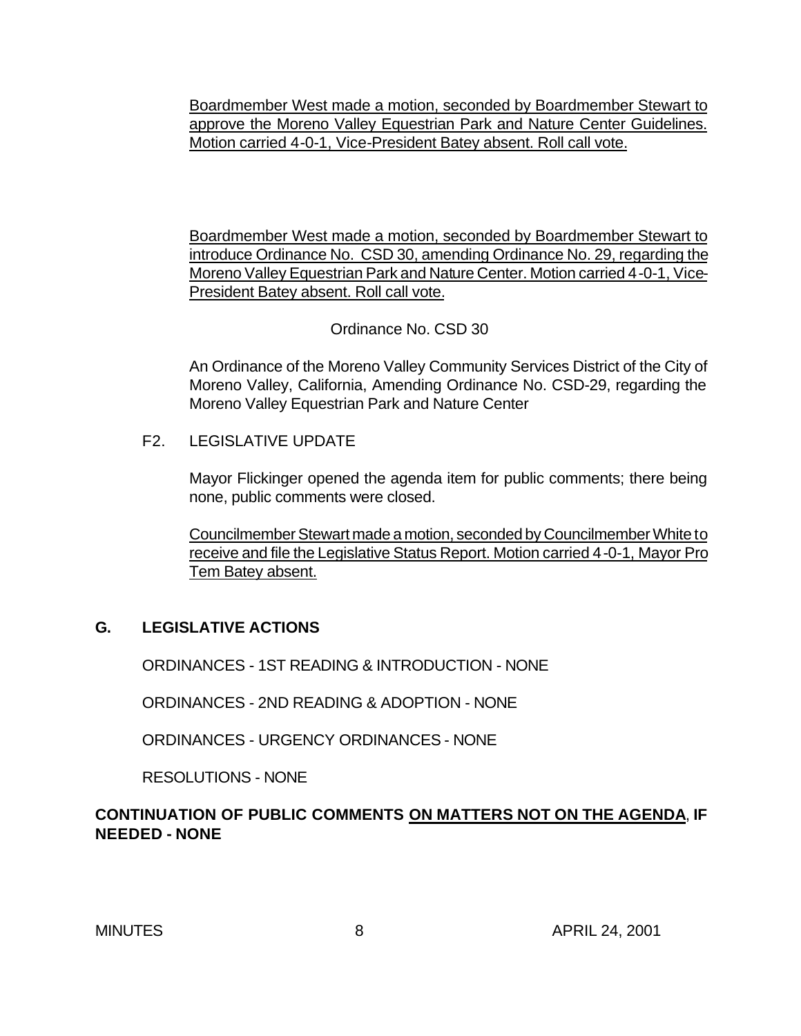Boardmember West made a motion, seconded by Boardmember Stewart to approve the Moreno Valley Equestrian Park and Nature Center Guidelines. Motion carried 4-0-1, Vice-President Batey absent. Roll call vote.

Boardmember West made a motion, seconded by Boardmember Stewart to introduce Ordinance No. CSD 30, amending Ordinance No. 29, regarding the Moreno Valley Equestrian Park and Nature Center. Motion carried 4-0-1, Vice-President Batey absent. Roll call vote.

Ordinance No. CSD 30

An Ordinance of the Moreno Valley Community Services District of the City of Moreno Valley, California, Amending Ordinance No. CSD-29, regarding the Moreno Valley Equestrian Park and Nature Center

F2. LEGISLATIVE UPDATE

Mayor Flickinger opened the agenda item for public comments; there being none, public comments were closed.

Councilmember Stewart made a motion, seconded by Councilmember White to receive and file the Legislative Status Report. Motion carried 4-0-1, Mayor Pro Tem Batey absent.

## G. LEGISLATIVE ACTIONS

ORDINANCES - 1ST READING & INTRODUCTION - NONE

ORDINANCES - 2ND READING & ADOPTION - NONE

ORDINANCES - URGENCY ORDINANCES - NONE

RESOLUTIONS - NONE

**CONTINUATION OF PUBLIC COMMENTS ON MATTERS NOT ON THE AGENDA, IF NEEDED - NONE**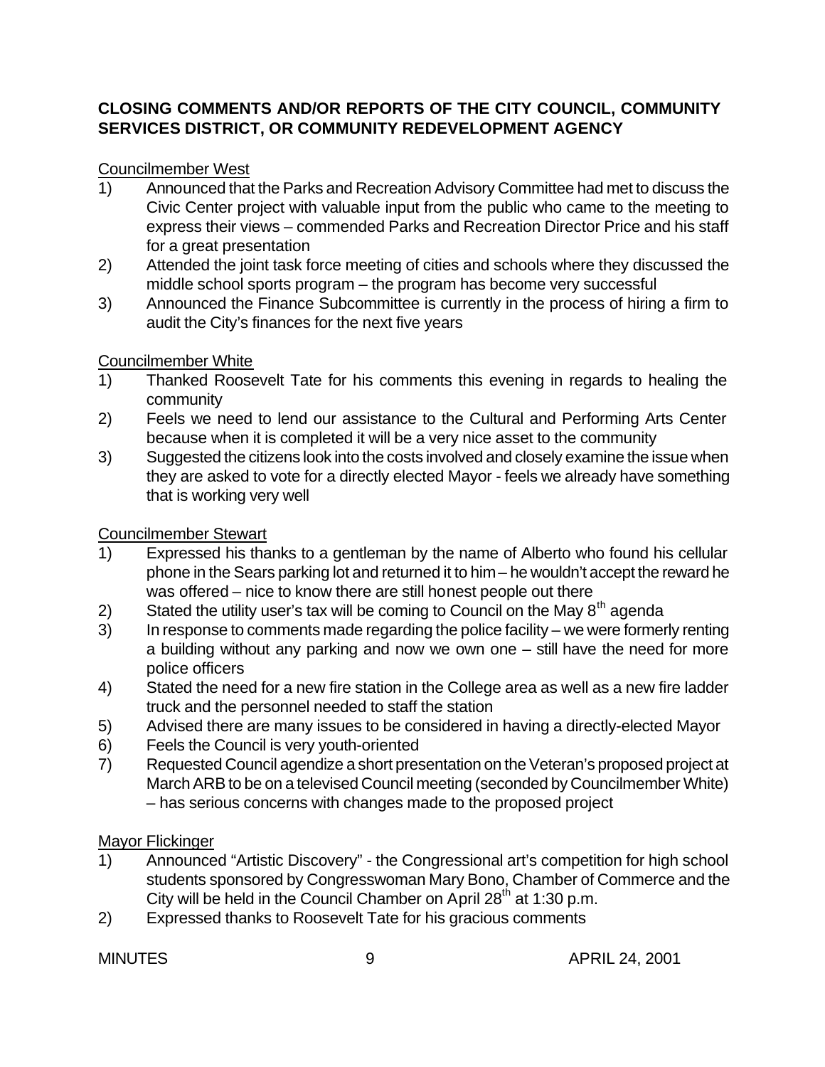## CLOSING COMMENTS AND/OR REPORTS OF THE CITY COUNCIL, COMMUNITY SERVICES DISTRICT, OR COMMUNITY REDEVELOPMENT AGENCY

Councilmember West

1) Announced that the Parks and Recreation Advisory Committee had met to discuss the Civic Center project with valuable input from the public who came to the meeting to express their views – commended Parks and Recreation Director Price and his staff for a great presentation
2) Attended the joint task force meeting of cities and schools where they discussed the middle school sports program – the program has become very successful
3) Announced the Finance Subcommittee is currently in the process of hiring a firm to audit the City's finances for the next five years

Councilmember White

1) Thanked Roosevelt Tate for his comments this evening in regards to healing the community
2) Feels we need to lend our assistance to the Cultural and Performing Arts Center because when it is completed it will be a very nice asset to the community
3) Suggested the citizens look into the costs involved and closely examine the issue when they are asked to vote for a directly elected Mayor - feels we already have something that is working very well

Councilmember Stewart

1) Expressed his thanks to a gentleman by the name of Alberto who found his cellular phone in the Sears parking lot and returned it to him – he wouldn't accept the reward he was offered – nice to know there are still honest people out there
2) Stated the utility user's tax will be coming to Council on the May 8th agenda
3) In response to comments made regarding the police facility – we were formerly renting a building without any parking and now we own one – still have the need for more police officers
4) Stated the need for a new fire station in the College area as well as a new fire ladder truck and the personnel needed to staff the station
5) Advised there are many issues to be considered in having a directly-elected Mayor
6) Feels the Council is very youth-oriented
7) Requested Council agendize a short presentation on the Veteran's proposed project at March ARB to be on a televised Council meeting (seconded by Councilmember White) – has serious concerns with changes made to the proposed project

Mayor Flickinger

1) Announced "Artistic Discovery" - the Congressional art's competition for high school students sponsored by Congresswoman Mary Bono, Chamber of Commerce and the City will be held in the Council Chamber on April 28th at 1:30 p.m.
2) Expressed thanks to Roosevelt Tate for his gracious comments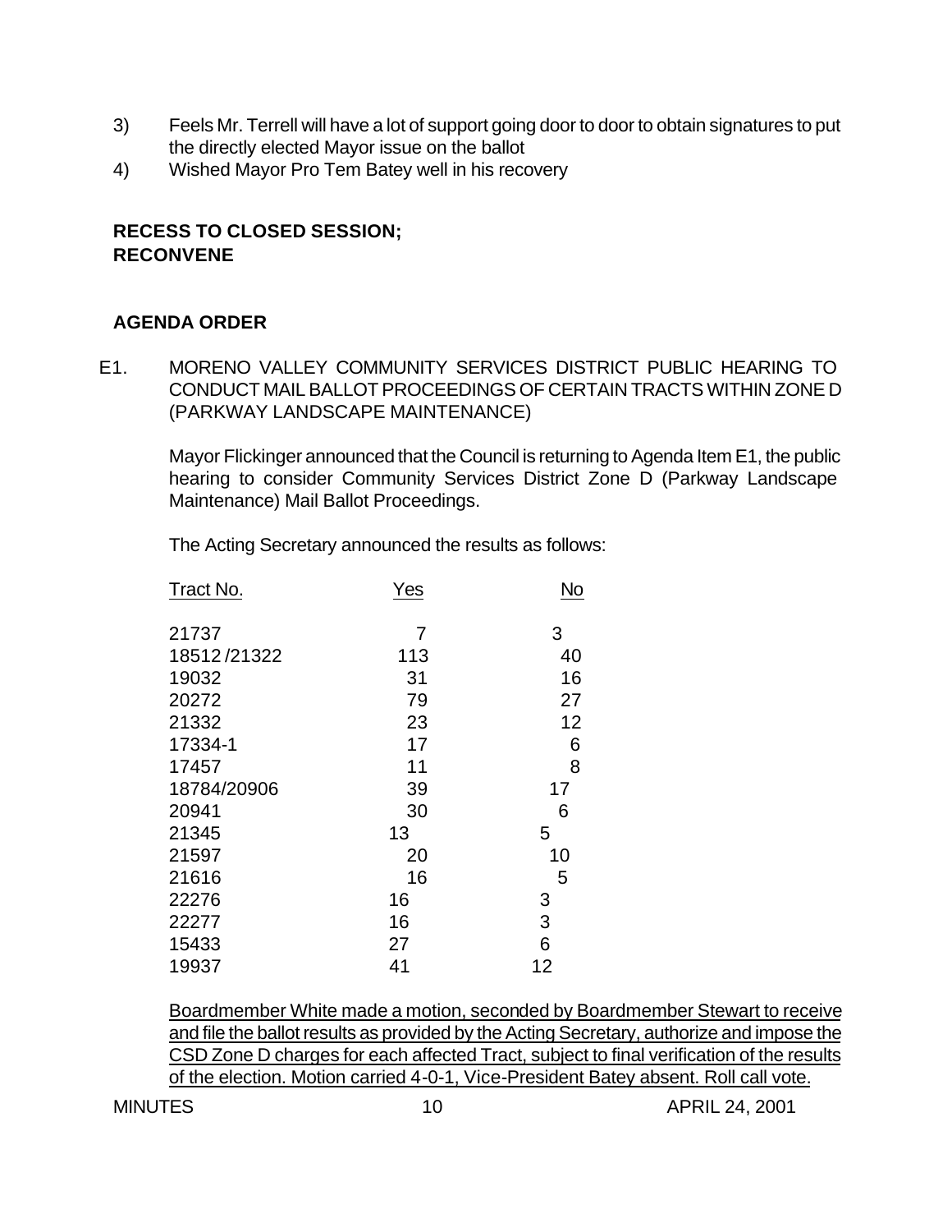3) Feels Mr. Terrell will have a lot of support going door to door to obtain signatures to put the directly elected Mayor issue on the ballot
4) Wished Mayor Pro Tem Batey well in his recovery

**RECESS TO CLOSED SESSION; RECONVENE**

**AGENDA ORDER**

E1. MORENO VALLEY COMMUNITY SERVICES DISTRICT PUBLIC HEARING TO CONDUCT MAIL BALLOT PROCEEDINGS OF CERTAIN TRACTS WITHIN ZONE D (PARKWAY LANDSCAPE MAINTENANCE)

Mayor Flickinger announced that the Council is returning to Agenda Item E1, the public hearing to consider Community Services District Zone D (Parkway Landscape Maintenance) Mail Ballot Proceedings.

The Acting Secretary announced the results as follows:

| Tract No. | Yes | No |
|---|---|---|
| 21737 | 7 | 3 |
| 18512/21322 | 113 | 40 |
| 19032 | 31 | 16 |
| 20272 | 79 | 27 |
| 21332 | 23 | 12 |
| 17334-1 | 17 | 6 |
| 17457 | 11 | 8 |
| 18784/20906 | 39 | 17 |
| 20941 | 30 | 6 |
| 21345 | 13 | 5 |
| 21597 | 20 | 10 |
| 21616 | 16 | 5 |
| 22276 | 16 | 3 |
| 22277 | 16 | 3 |
| 15433 | 27 | 6 |
| 19937 | 41 | 12 |

Boardmember White made a motion, seconded by Boardmember Stewart to receive and file the ballot results as provided by the Acting Secretary, authorize and impose the CSD Zone D charges for each affected Tract, subject to final verification of the results of the election. Motion carried 4-0-1, Vice-President Batey absent. Roll call vote.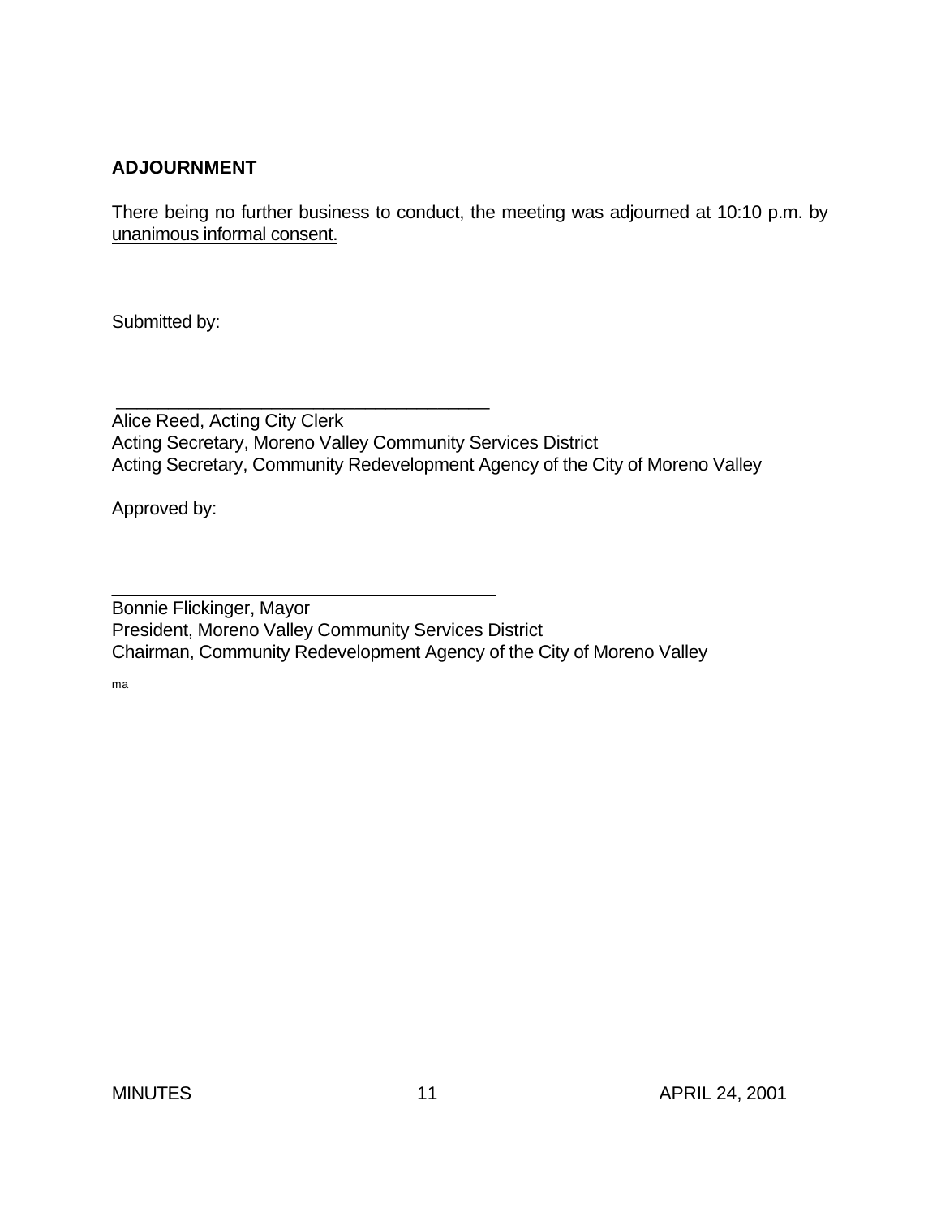## ADJOURNMENT

There being no further business to conduct, the meeting was adjourned at 10:10 p.m. by unanimous informal consent.

Submitted by:

\_\_\_\_\_\_\_\_\_\_\_\_\_\_\_\_\_\_\_\_\_\_\_\_\_\_\_\_\_\_\_\_\_\_\_\_\_\_\_

Alice Reed, Acting City Clerk
Acting Secretary, Moreno Valley Community Services District
Acting Secretary, Community Redevelopment Agency of the City of Moreno Valley

Approved by:

\_\_\_\_\_\_\_\_\_\_\_\_\_\_\_\_\_\_\_\_\_\_\_\_\_\_\_\_\_\_\_\_\_\_\_\_\_\_\_

Bonnie Flickinger, Mayor
President, Moreno Valley Community Services District
Chairman, Community Redevelopment Agency of the City of Moreno Valley

ma